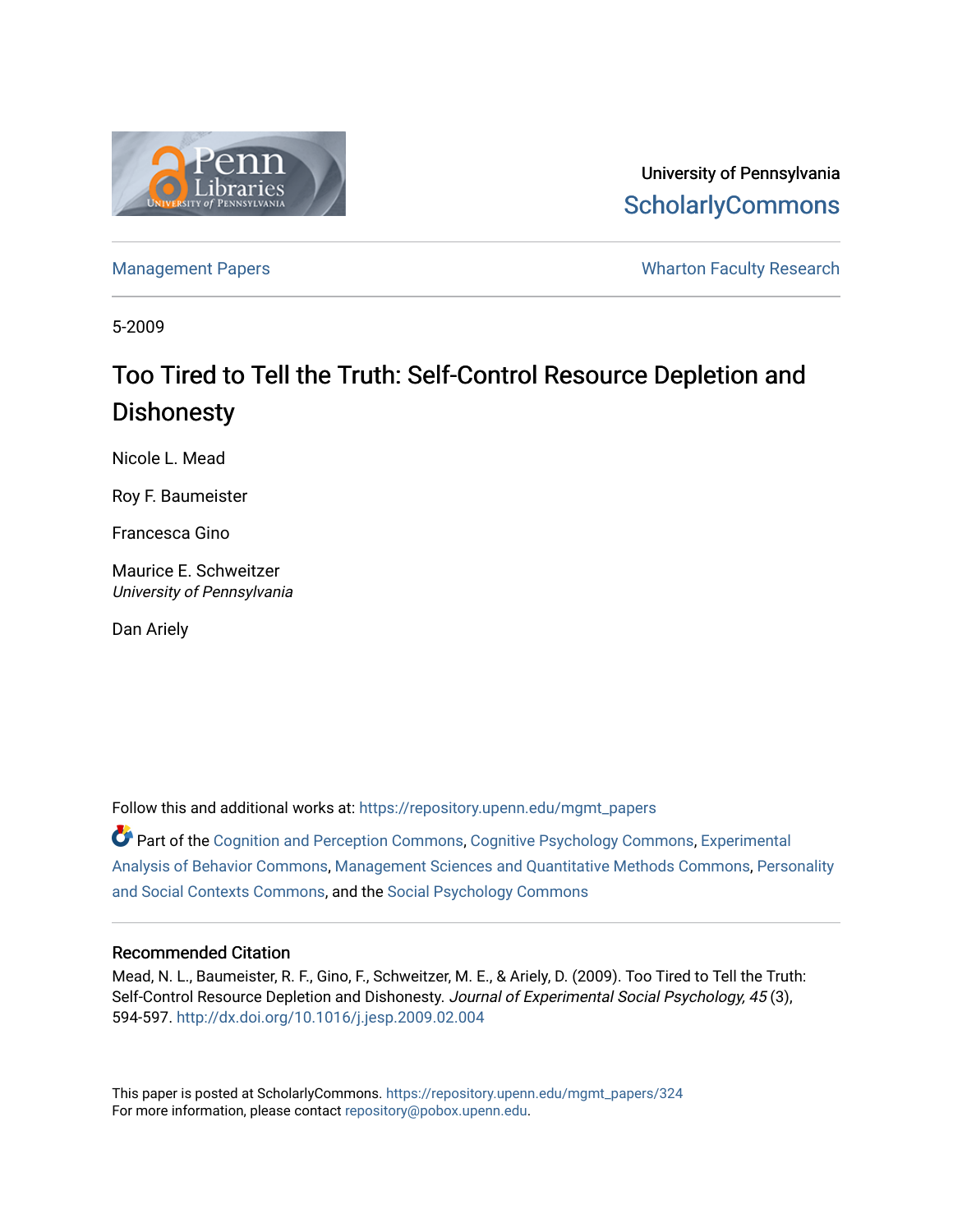University of Pennsylvania
ScholarlyCommons

Management Papers | Wharton Faculty Research

5-2009

# Too Tired to Tell the Truth: Self-Control Resource Depletion and Dishonesty

Nicole L. Mead

Roy F. Baumeister

Francesca Gino

Maurice E. Schweitzer
*University of Pennsylvania*

Dan Ariely

Follow this and additional works at: https://repository.upenn.edu/mgmt_papers

Part of the Cognition and Perception Commons, Cognitive Psychology Commons, Experimental Analysis of Behavior Commons, Management Sciences and Quantitative Methods Commons, Personality and Social Contexts Commons, and the Social Psychology Commons

## Recommended Citation

Mead, N. L., Baumeister, R. F., Gino, F., Schweitzer, M. E., & Ariely, D. (2009). Too Tired to Tell the Truth: Self-Control Resource Depletion and Dishonesty. *Journal of Experimental Social Psychology, 45* (3), 594-597. http://dx.doi.org/10.1016/j.jesp.2009.02.004

This paper is posted at ScholarlyCommons. https://repository.upenn.edu/mgmt_papers/324
For more information, please contact repository@pobox.upenn.edu.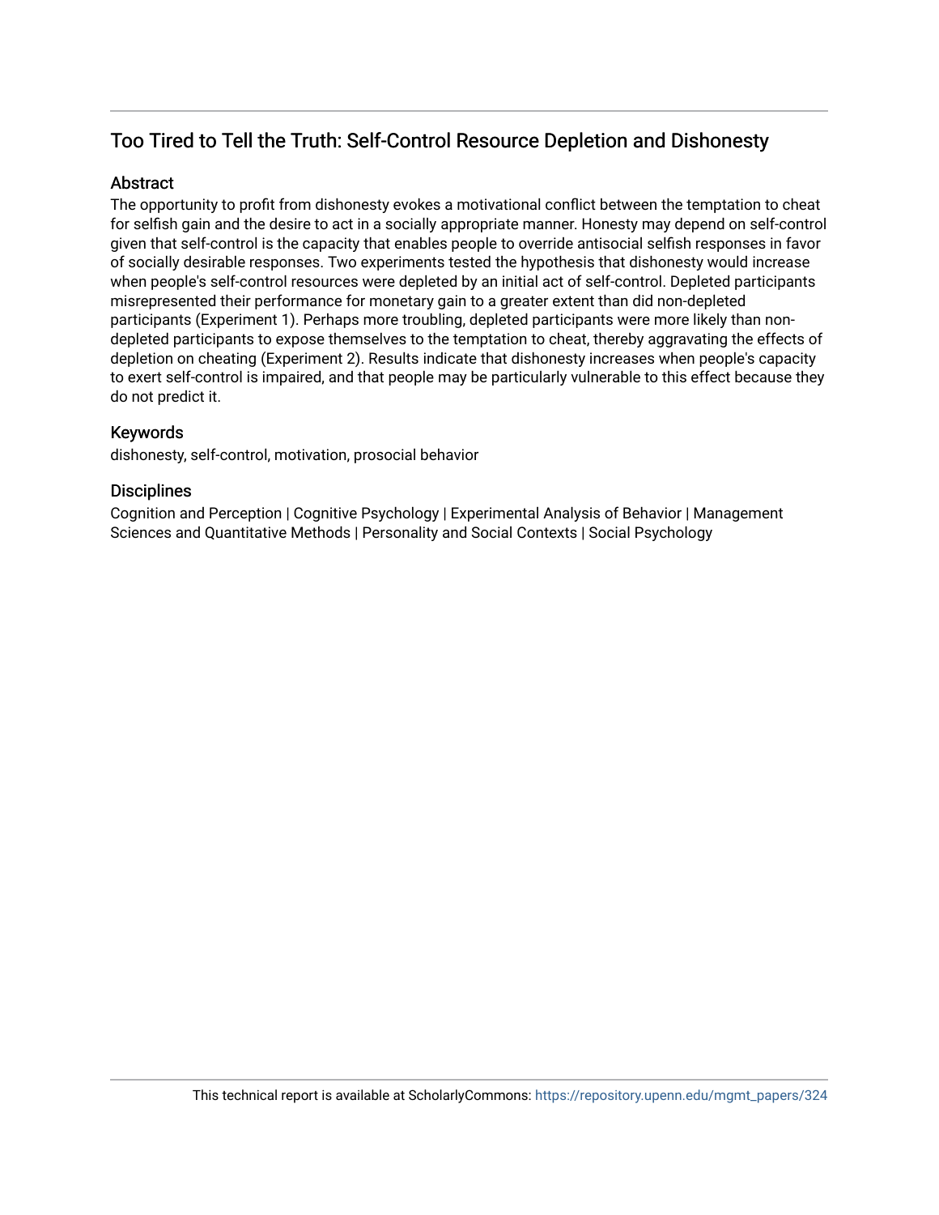## Too Tired to Tell the Truth: Self-Control Resource Depletion and Dishonesty

### Abstract

The opportunity to profit from dishonesty evokes a motivational conflict between the temptation to cheat for selfish gain and the desire to act in a socially appropriate manner. Honesty may depend on self-control given that self-control is the capacity that enables people to override antisocial selfish responses in favor of socially desirable responses. Two experiments tested the hypothesis that dishonesty would increase when people's self-control resources were depleted by an initial act of self-control. Depleted participants misrepresented their performance for monetary gain to a greater extent than did non-depleted participants (Experiment 1). Perhaps more troubling, depleted participants were more likely than non-depleted participants to expose themselves to the temptation to cheat, thereby aggravating the effects of depletion on cheating (Experiment 2). Results indicate that dishonesty increases when people's capacity to exert self-control is impaired, and that people may be particularly vulnerable to this effect because they do not predict it.

### Keywords

dishonesty, self-control, motivation, prosocial behavior

### Disciplines

Cognition and Perception | Cognitive Psychology | Experimental Analysis of Behavior | Management Sciences and Quantitative Methods | Personality and Social Contexts | Social Psychology

This technical report is available at ScholarlyCommons: https://repository.upenn.edu/mgmt_papers/324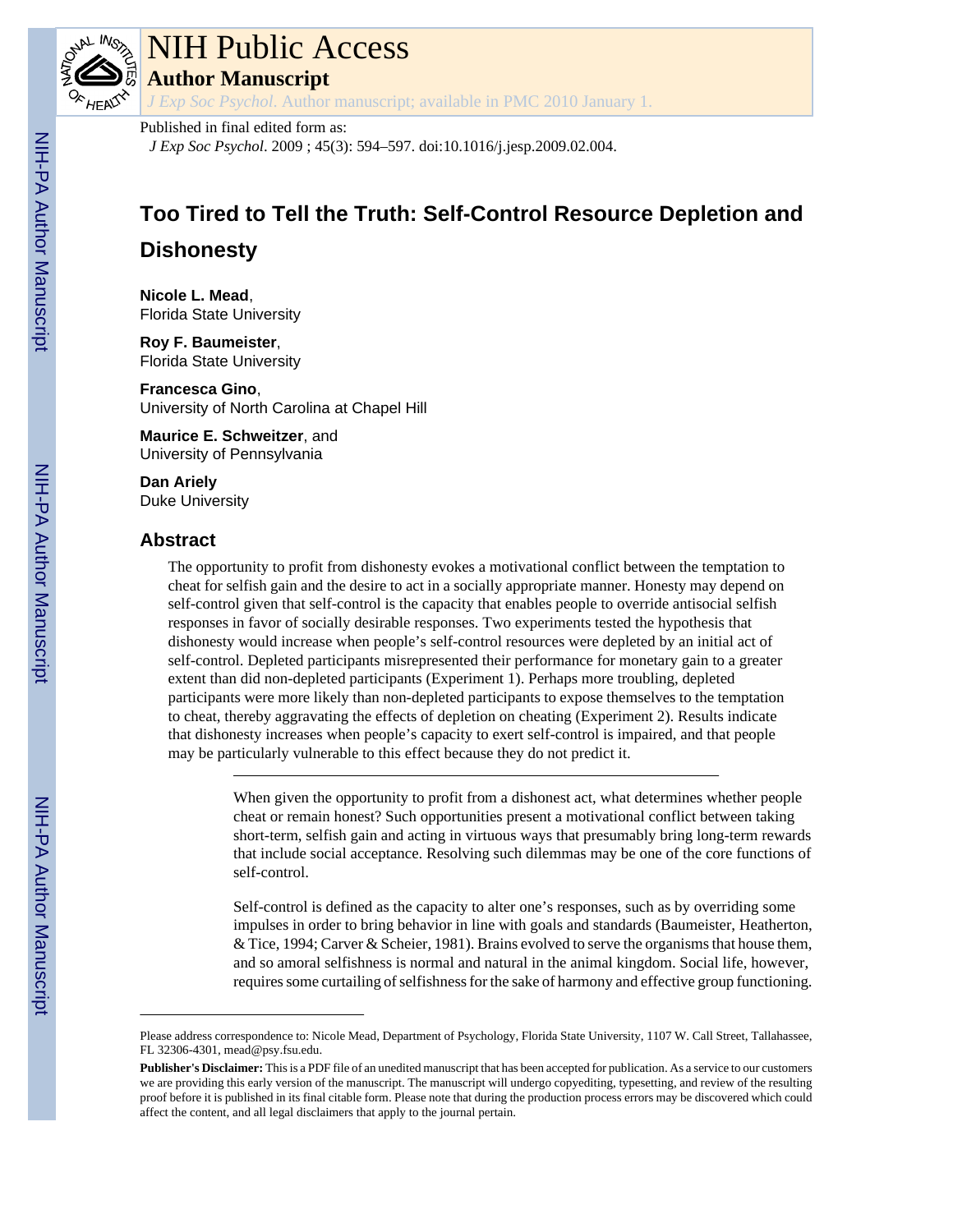Published in final edited form as:

*J Exp Soc Psychol*. 2009 ; 45(3): 594–597. doi:10.1016/j.jesp.2009.02.004.

# Too Tired to Tell the Truth: Self-Control Resource Depletion and Dishonesty

**Nicole L. Mead**,
Florida State University

**Roy F. Baumeister**,
Florida State University

**Francesca Gino**,
University of North Carolina at Chapel Hill

**Maurice E. Schweitzer**, and
University of Pennsylvania

**Dan Ariely**
Duke University

## Abstract

The opportunity to profit from dishonesty evokes a motivational conflict between the temptation to cheat for selfish gain and the desire to act in a socially appropriate manner. Honesty may depend on self-control given that self-control is the capacity that enables people to override antisocial selfish responses in favor of socially desirable responses. Two experiments tested the hypothesis that dishonesty would increase when people's self-control resources were depleted by an initial act of self-control. Depleted participants misrepresented their performance for monetary gain to a greater extent than did non-depleted participants (Experiment 1). Perhaps more troubling, depleted participants were more likely than non-depleted participants to expose themselves to the temptation to cheat, thereby aggravating the effects of depletion on cheating (Experiment 2). Results indicate that dishonesty increases when people's capacity to exert self-control is impaired, and that people may be particularly vulnerable to this effect because they do not predict it.

---

When given the opportunity to profit from a dishonest act, what determines whether people cheat or remain honest? Such opportunities present a motivational conflict between taking short-term, selfish gain and acting in virtuous ways that presumably bring long-term rewards that include social acceptance. Resolving such dilemmas may be one of the core functions of self-control.

Self-control is defined as the capacity to alter one's responses, such as by overriding some impulses in order to bring behavior in line with goals and standards (Baumeister, Heatherton, & Tice, 1994; Carver & Scheier, 1981). Brains evolved to serve the organisms that house them, and so amoral selfishness is normal and natural in the animal kingdom. Social life, however, requires some curtailing of selfishness for the sake of harmony and effective group functioning.

---

Please address correspondence to: Nicole Mead, Department of Psychology, Florida State University, 1107 W. Call Street, Tallahassee, FL 32306-4301, mead@psy.fsu.edu.

**Publisher's Disclaimer:** This is a PDF file of an unedited manuscript that has been accepted for publication. As a service to our customers we are providing this early version of the manuscript. The manuscript will undergo copyediting, typesetting, and review of the resulting proof before it is published in its final citable form. Please note that during the production process errors may be discovered which could affect the content, and all legal disclaimers that apply to the journal pertain.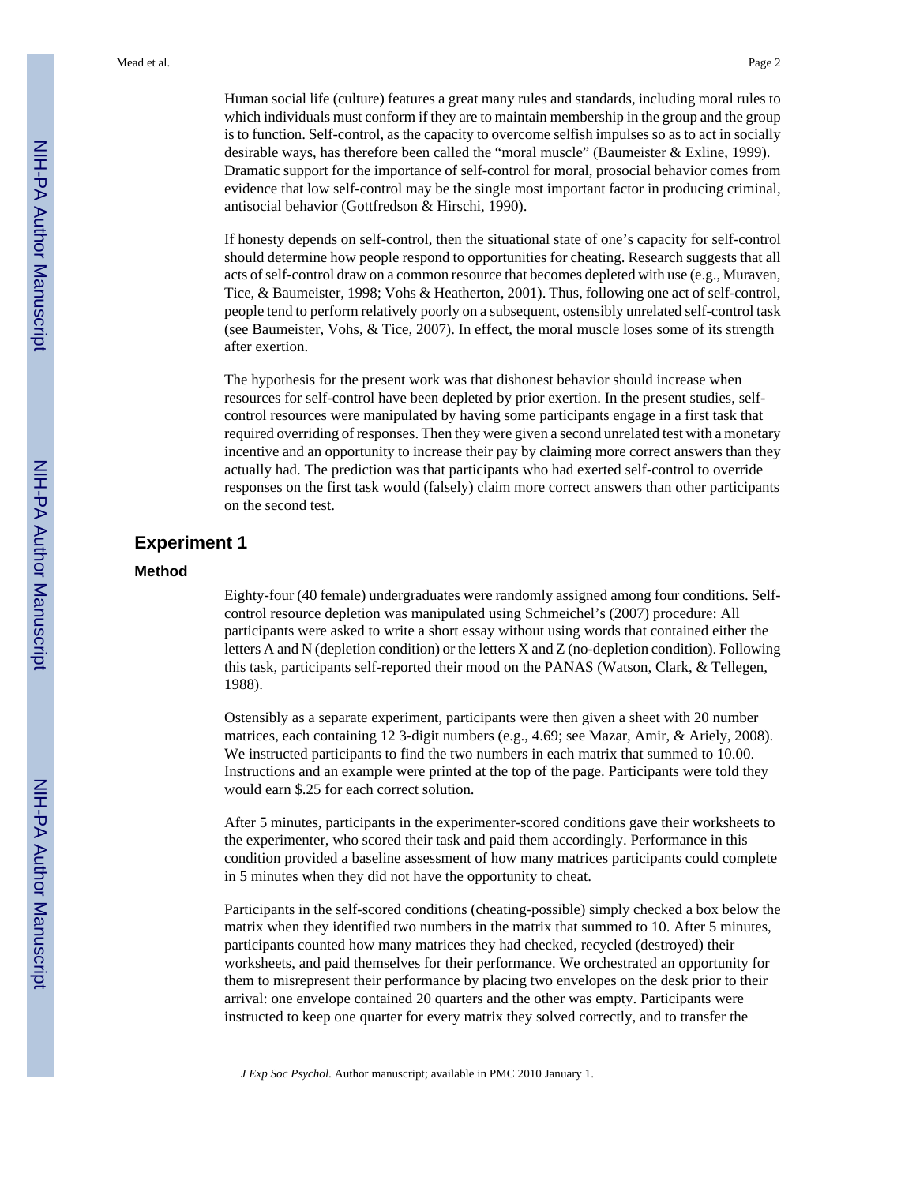Human social life (culture) features a great many rules and standards, including moral rules to which individuals must conform if they are to maintain membership in the group and the group is to function. Self-control, as the capacity to overcome selfish impulses so as to act in socially desirable ways, has therefore been called the "moral muscle" (Baumeister & Exline, 1999). Dramatic support for the importance of self-control for moral, prosocial behavior comes from evidence that low self-control may be the single most important factor in producing criminal, antisocial behavior (Gottfredson & Hirschi, 1990).

If honesty depends on self-control, then the situational state of one's capacity for self-control should determine how people respond to opportunities for cheating. Research suggests that all acts of self-control draw on a common resource that becomes depleted with use (e.g., Muraven, Tice, & Baumeister, 1998; Vohs & Heatherton, 2001). Thus, following one act of self-control, people tend to perform relatively poorly on a subsequent, ostensibly unrelated self-control task (see Baumeister, Vohs, & Tice, 2007). In effect, the moral muscle loses some of its strength after exertion.

The hypothesis for the present work was that dishonest behavior should increase when resources for self-control have been depleted by prior exertion. In the present studies, self-control resources were manipulated by having some participants engage in a first task that required overriding of responses. Then they were given a second unrelated test with a monetary incentive and an opportunity to increase their pay by claiming more correct answers than they actually had. The prediction was that participants who had exerted self-control to override responses on the first task would (falsely) claim more correct answers than other participants on the second test.

## Experiment 1

### Method

Eighty-four (40 female) undergraduates were randomly assigned among four conditions. Self-control resource depletion was manipulated using Schmeichel's (2007) procedure: All participants were asked to write a short essay without using words that contained either the letters A and N (depletion condition) or the letters X and Z (no-depletion condition). Following this task, participants self-reported their mood on the PANAS (Watson, Clark, & Tellegen, 1988).

Ostensibly as a separate experiment, participants were then given a sheet with 20 number matrices, each containing 12 3-digit numbers (e.g., 4.69; see Mazar, Amir, & Ariely, 2008). We instructed participants to find the two numbers in each matrix that summed to 10.00. Instructions and an example were printed at the top of the page. Participants were told they would earn $.25 for each correct solution.

After 5 minutes, participants in the experimenter-scored conditions gave their worksheets to the experimenter, who scored their task and paid them accordingly. Performance in this condition provided a baseline assessment of how many matrices participants could complete in 5 minutes when they did not have the opportunity to cheat.

Participants in the self-scored conditions (cheating-possible) simply checked a box below the matrix when they identified two numbers in the matrix that summed to 10. After 5 minutes, participants counted how many matrices they had checked, recycled (destroyed) their worksheets, and paid themselves for their performance. We orchestrated an opportunity for them to misrepresent their performance by placing two envelopes on the desk prior to their arrival: one envelope contained 20 quarters and the other was empty. Participants were instructed to keep one quarter for every matrix they solved correctly, and to transfer the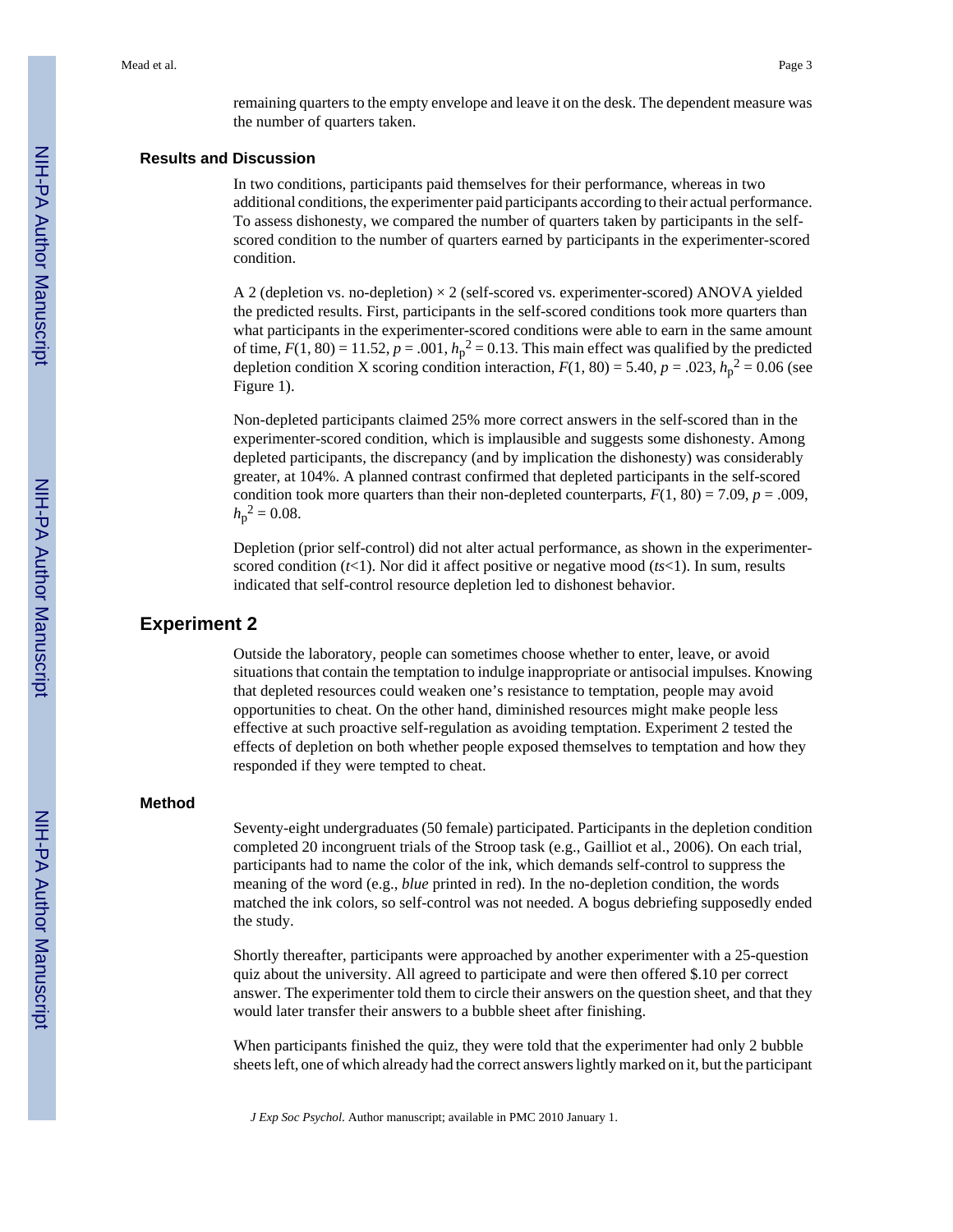remaining quarters to the empty envelope and leave it on the desk. The dependent measure was the number of quarters taken.

### Results and Discussion

In two conditions, participants paid themselves for their performance, whereas in two additional conditions, the experimenter paid participants according to their actual performance. To assess dishonesty, we compared the number of quarters taken by participants in the self-scored condition to the number of quarters earned by participants in the experimenter-scored condition.

A 2 (depletion vs. no-depletion) × 2 (self-scored vs. experimenter-scored) ANOVA yielded the predicted results. First, participants in the self-scored conditions took more quarters than what participants in the experimenter-scored conditions were able to earn in the same amount of time, $F(1, 80) = 11.52$, $p = .001$, $h_p^2 = 0.13$. This main effect was qualified by the predicted depletion condition X scoring condition interaction, $F(1, 80) = 5.40$, $p = .023$, $h_p^2 = 0.06$ (see Figure 1).

Non-depleted participants claimed 25% more correct answers in the self-scored than in the experimenter-scored condition, which is implausible and suggests some dishonesty. Among depleted participants, the discrepancy (and by implication the dishonesty) was considerably greater, at 104%. A planned contrast confirmed that depleted participants in the self-scored condition took more quarters than their non-depleted counterparts, $F(1, 80) = 7.09$, $p = .009$, $h_p^2 = 0.08$.

Depletion (prior self-control) did not alter actual performance, as shown in the experimenter-scored condition ($t<1$). Nor did it affect positive or negative mood ($ts<1$). In sum, results indicated that self-control resource depletion led to dishonest behavior.

## Experiment 2

Outside the laboratory, people can sometimes choose whether to enter, leave, or avoid situations that contain the temptation to indulge inappropriate or antisocial impulses. Knowing that depleted resources could weaken one's resistance to temptation, people may avoid opportunities to cheat. On the other hand, diminished resources might make people less effective at such proactive self-regulation as avoiding temptation. Experiment 2 tested the effects of depletion on both whether people exposed themselves to temptation and how they responded if they were tempted to cheat.

### Method

Seventy-eight undergraduates (50 female) participated. Participants in the depletion condition completed 20 incongruent trials of the Stroop task (e.g., Gailliot et al., 2006). On each trial, participants had to name the color of the ink, which demands self-control to suppress the meaning of the word (e.g., *blue* printed in red). In the no-depletion condition, the words matched the ink colors, so self-control was not needed. A bogus debriefing supposedly ended the study.

Shortly thereafter, participants were approached by another experimenter with a 25-question quiz about the university. All agreed to participate and were then offered $.10 per correct answer. The experimenter told them to circle their answers on the question sheet, and that they would later transfer their answers to a bubble sheet after finishing.

When participants finished the quiz, they were told that the experimenter had only 2 bubble sheets left, one of which already had the correct answers lightly marked on it, but the participant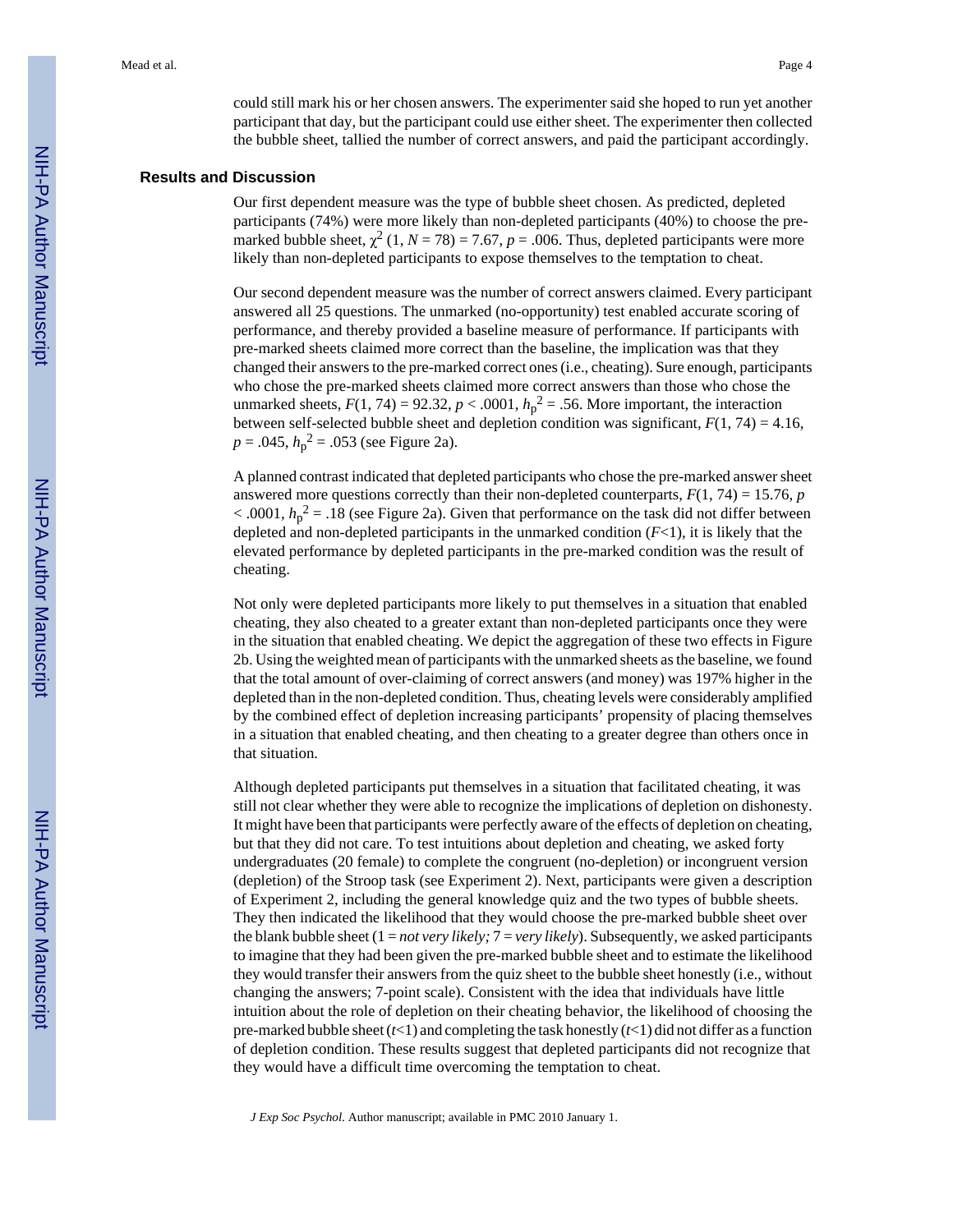could still mark his or her chosen answers. The experimenter said she hoped to run yet another participant that day, but the participant could use either sheet. The experimenter then collected the bubble sheet, tallied the number of correct answers, and paid the participant accordingly.

## Results and Discussion

Our first dependent measure was the type of bubble sheet chosen. As predicted, depleted participants (74%) were more likely than non-depleted participants (40%) to choose the pre-marked bubble sheet, $\chi^2$ (1, $N$ = 78) = 7.67, $p$ = .006. Thus, depleted participants were more likely than non-depleted participants to expose themselves to the temptation to cheat.

Our second dependent measure was the number of correct answers claimed. Every participant answered all 25 questions. The unmarked (no-opportunity) test enabled accurate scoring of performance, and thereby provided a baseline measure of performance. If participants with pre-marked sheets claimed more correct than the baseline, the implication was that they changed their answers to the pre-marked correct ones (i.e., cheating). Sure enough, participants who chose the pre-marked sheets claimed more correct answers than those who chose the unmarked sheets, $F(1, 74) = 92.32$, $p < .0001$, $h_p^2 = .56$. More important, the interaction between self-selected bubble sheet and depletion condition was significant, $F(1, 74) = 4.16$, $p = .045$, $h_p^2 = .053$ (see Figure 2a).

A planned contrast indicated that depleted participants who chose the pre-marked answer sheet answered more questions correctly than their non-depleted counterparts, $F(1, 74) = 15.76$, $p < .0001$, $h_p^2 = .18$ (see Figure 2a). Given that performance on the task did not differ between depleted and non-depleted participants in the unmarked condition ($F$<1), it is likely that the elevated performance by depleted participants in the pre-marked condition was the result of cheating.

Not only were depleted participants more likely to put themselves in a situation that enabled cheating, they also cheated to a greater extant than non-depleted participants once they were in the situation that enabled cheating. We depict the aggregation of these two effects in Figure 2b. Using the weighted mean of participants with the unmarked sheets as the baseline, we found that the total amount of over-claiming of correct answers (and money) was 197% higher in the depleted than in the non-depleted condition. Thus, cheating levels were considerably amplified by the combined effect of depletion increasing participants' propensity of placing themselves in a situation that enabled cheating, and then cheating to a greater degree than others once in that situation.

Although depleted participants put themselves in a situation that facilitated cheating, it was still not clear whether they were able to recognize the implications of depletion on dishonesty. It might have been that participants were perfectly aware of the effects of depletion on cheating, but that they did not care. To test intuitions about depletion and cheating, we asked forty undergraduates (20 female) to complete the congruent (no-depletion) or incongruent version (depletion) of the Stroop task (see Experiment 2). Next, participants were given a description of Experiment 2, including the general knowledge quiz and the two types of bubble sheets. They then indicated the likelihood that they would choose the pre-marked bubble sheet over the blank bubble sheet (1 = *not very likely;* 7 = *very likely*). Subsequently, we asked participants to imagine that they had been given the pre-marked bubble sheet and to estimate the likelihood they would transfer their answers from the quiz sheet to the bubble sheet honestly (i.e., without changing the answers; 7-point scale). Consistent with the idea that individuals have little intuition about the role of depletion on their cheating behavior, the likelihood of choosing the pre-marked bubble sheet ($t$<1) and completing the task honestly ($t$<1) did not differ as a function of depletion condition. These results suggest that depleted participants did not recognize that they would have a difficult time overcoming the temptation to cheat.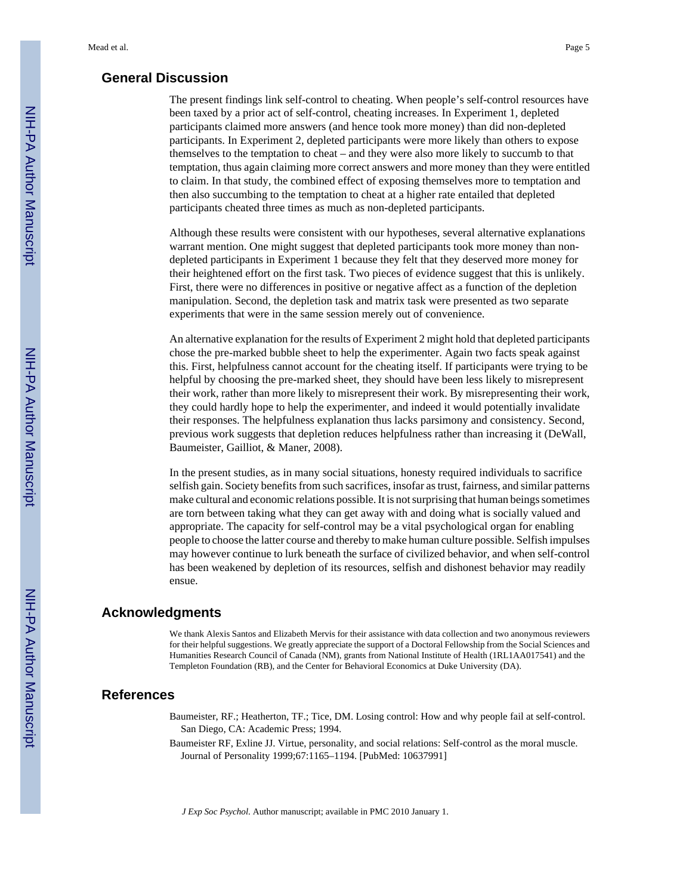## General Discussion

The present findings link self-control to cheating. When people's self-control resources have been taxed by a prior act of self-control, cheating increases. In Experiment 1, depleted participants claimed more answers (and hence took more money) than did non-depleted participants. In Experiment 2, depleted participants were more likely than others to expose themselves to the temptation to cheat – and they were also more likely to succumb to that temptation, thus again claiming more correct answers and more money than they were entitled to claim. In that study, the combined effect of exposing themselves more to temptation and then also succumbing to the temptation to cheat at a higher rate entailed that depleted participants cheated three times as much as non-depleted participants.

Although these results were consistent with our hypotheses, several alternative explanations warrant mention. One might suggest that depleted participants took more money than non-depleted participants in Experiment 1 because they felt that they deserved more money for their heightened effort on the first task. Two pieces of evidence suggest that this is unlikely. First, there were no differences in positive or negative affect as a function of the depletion manipulation. Second, the depletion task and matrix task were presented as two separate experiments that were in the same session merely out of convenience.

An alternative explanation for the results of Experiment 2 might hold that depleted participants chose the pre-marked bubble sheet to help the experimenter. Again two facts speak against this. First, helpfulness cannot account for the cheating itself. If participants were trying to be helpful by choosing the pre-marked sheet, they should have been less likely to misrepresent their work, rather than more likely to misrepresent their work. By misrepresenting their work, they could hardly hope to help the experimenter, and indeed it would potentially invalidate their responses. The helpfulness explanation thus lacks parsimony and consistency. Second, previous work suggests that depletion reduces helpfulness rather than increasing it (DeWall, Baumeister, Gailliot, & Maner, 2008).

In the present studies, as in many social situations, honesty required individuals to sacrifice selfish gain. Society benefits from such sacrifices, insofar as trust, fairness, and similar patterns make cultural and economic relations possible. It is not surprising that human beings sometimes are torn between taking what they can get away with and doing what is socially valued and appropriate. The capacity for self-control may be a vital psychological organ for enabling people to choose the latter course and thereby to make human culture possible. Selfish impulses may however continue to lurk beneath the surface of civilized behavior, and when self-control has been weakened by depletion of its resources, selfish and dishonest behavior may readily ensue.

## Acknowledgments

We thank Alexis Santos and Elizabeth Mervis for their assistance with data collection and two anonymous reviewers for their helpful suggestions. We greatly appreciate the support of a Doctoral Fellowship from the Social Sciences and Humanities Research Council of Canada (NM), grants from National Institute of Health (1RL1AA017541) and the Templeton Foundation (RB), and the Center for Behavioral Economics at Duke University (DA).

## References

Baumeister, RF.; Heatherton, TF.; Tice, DM. Losing control: How and why people fail at self-control. San Diego, CA: Academic Press; 1994.

Baumeister RF, Exline JJ. Virtue, personality, and social relations: Self-control as the moral muscle. Journal of Personality 1999;67:1165–1194. [PubMed: 10637991]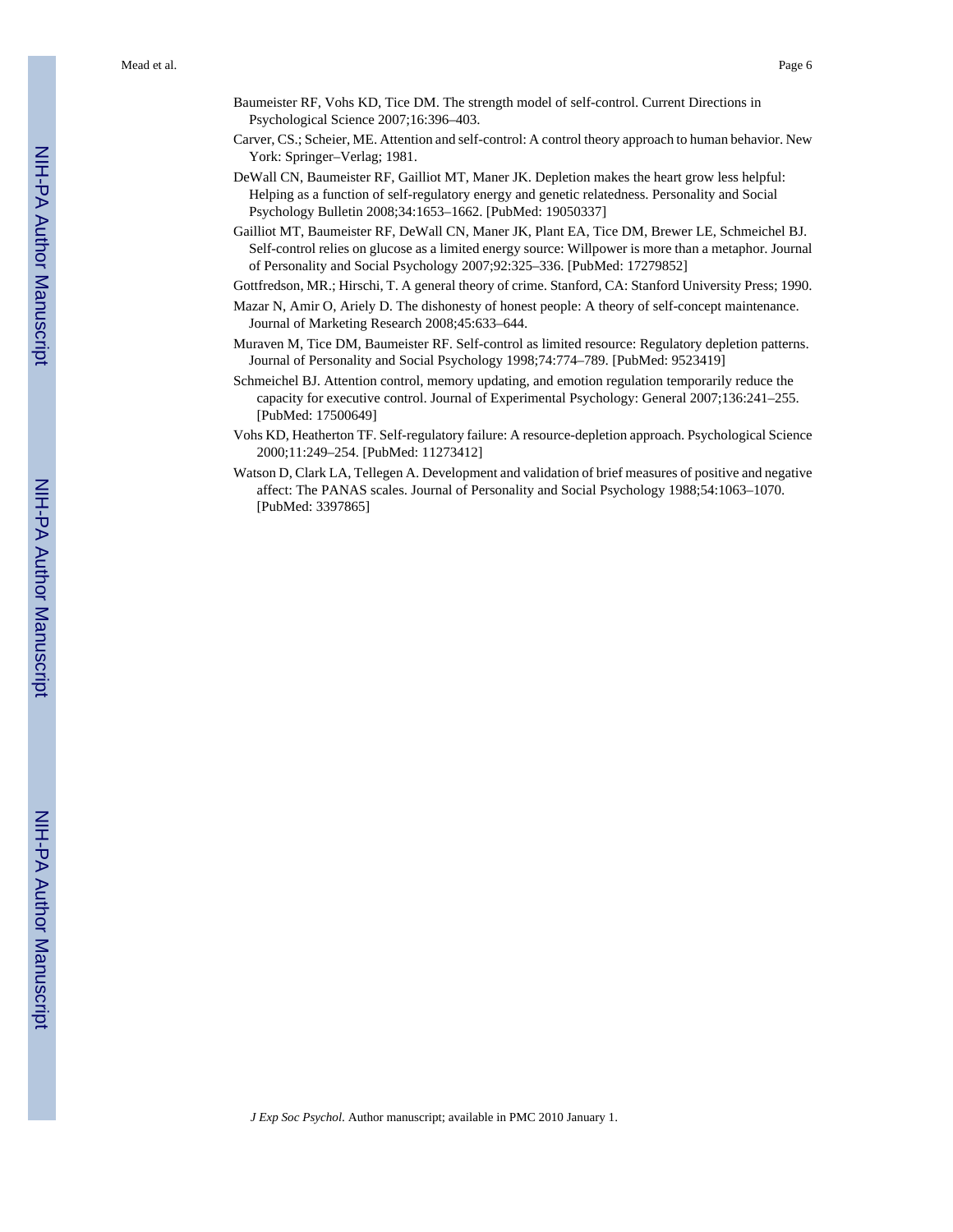Baumeister RF, Vohs KD, Tice DM. The strength model of self-control. Current Directions in Psychological Science 2007;16:396–403.

Carver, CS.; Scheier, ME. Attention and self-control: A control theory approach to human behavior. New York: Springer–Verlag; 1981.

DeWall CN, Baumeister RF, Gailliot MT, Maner JK. Depletion makes the heart grow less helpful: Helping as a function of self-regulatory energy and genetic relatedness. Personality and Social Psychology Bulletin 2008;34:1653–1662. [PubMed: 19050337]

Gailliot MT, Baumeister RF, DeWall CN, Maner JK, Plant EA, Tice DM, Brewer LE, Schmeichel BJ. Self-control relies on glucose as a limited energy source: Willpower is more than a metaphor. Journal of Personality and Social Psychology 2007;92:325–336. [PubMed: 17279852]

Gottfredson, MR.; Hirschi, T. A general theory of crime. Stanford, CA: Stanford University Press; 1990.

Mazar N, Amir O, Ariely D. The dishonesty of honest people: A theory of self-concept maintenance. Journal of Marketing Research 2008;45:633–644.

Muraven M, Tice DM, Baumeister RF. Self-control as limited resource: Regulatory depletion patterns. Journal of Personality and Social Psychology 1998;74:774–789. [PubMed: 9523419]

Schmeichel BJ. Attention control, memory updating, and emotion regulation temporarily reduce the capacity for executive control. Journal of Experimental Psychology: General 2007;136:241–255. [PubMed: 17500649]

Vohs KD, Heatherton TF. Self-regulatory failure: A resource-depletion approach. Psychological Science 2000;11:249–254. [PubMed: 11273412]

Watson D, Clark LA, Tellegen A. Development and validation of brief measures of positive and negative affect: The PANAS scales. Journal of Personality and Social Psychology 1988;54:1063–1070. [PubMed: 3397865]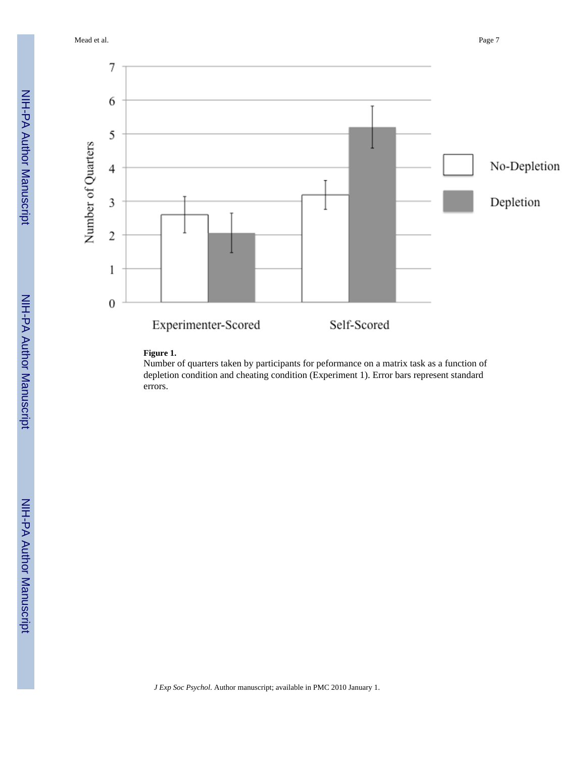Number of Quarters

7

6

5

4

3

2

1

0

Experimenter-Scored

Self-Scored

No-Depletion

Depletion

**Figure 1.**

Number of quarters taken by participants for peformance on a matrix task as a function of depletion condition and cheating condition (Experiment 1). Error bars represent standard errors.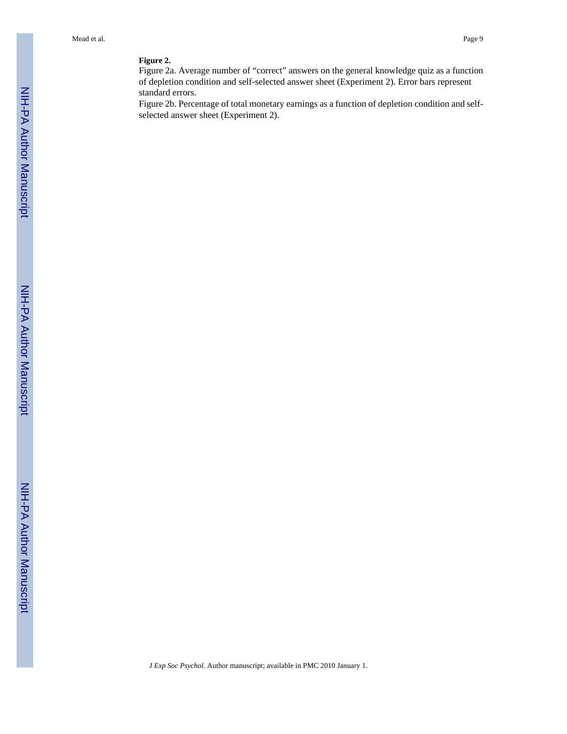**Figure 2.**

Figure 2a. Average number of “correct” answers on the general knowledge quiz as a function of depletion condition and self-selected answer sheet (Experiment 2). Error bars represent standard errors.

Figure 2b. Percentage of total monetary earnings as a function of depletion condition and self-selected answer sheet (Experiment 2).